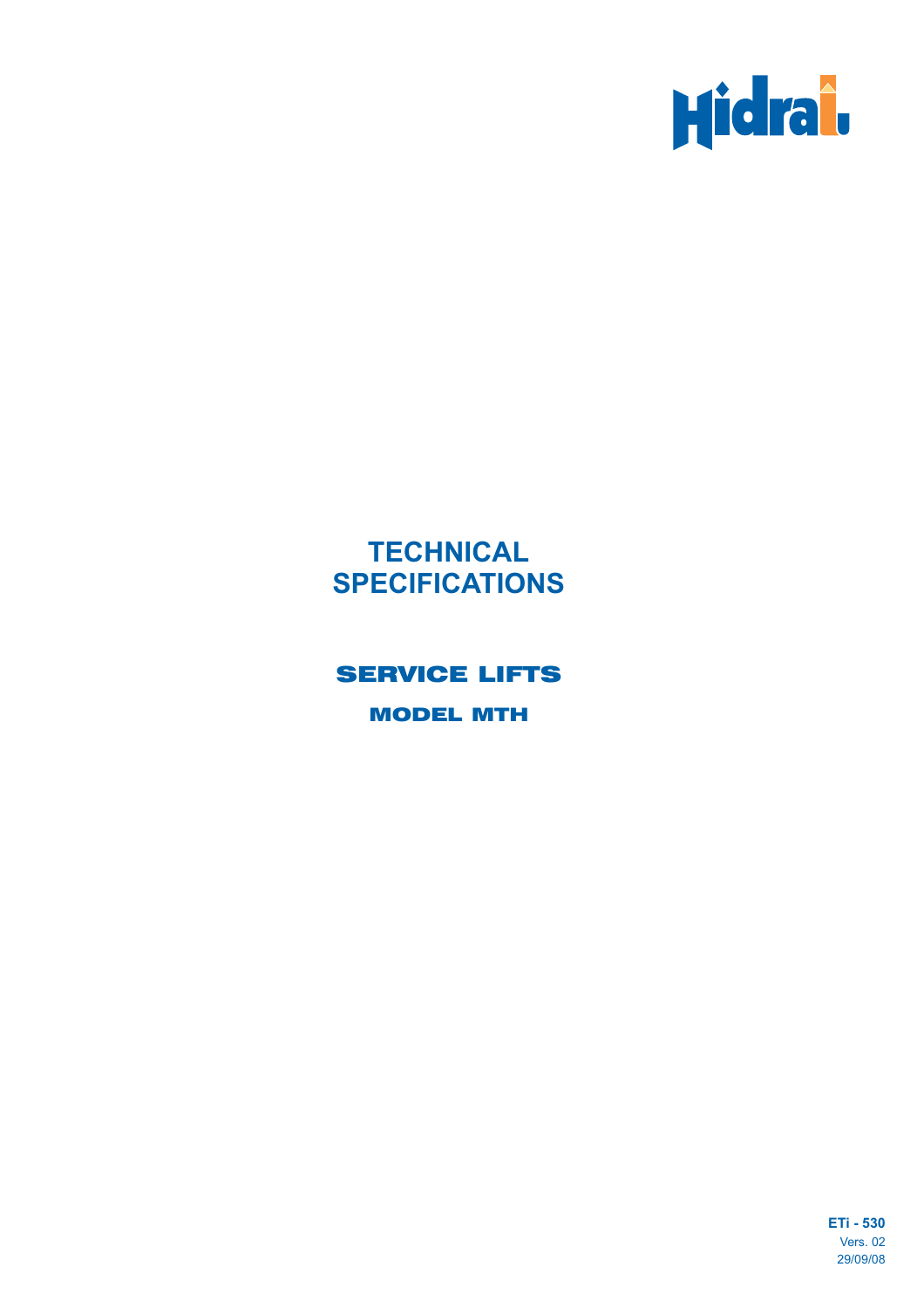Hidral

# TECHNICAL SPECIFICATIONS

## SERVICE LIFTS

### MODEL MTH

**ETi - 530**
Vers. 02
29/09/08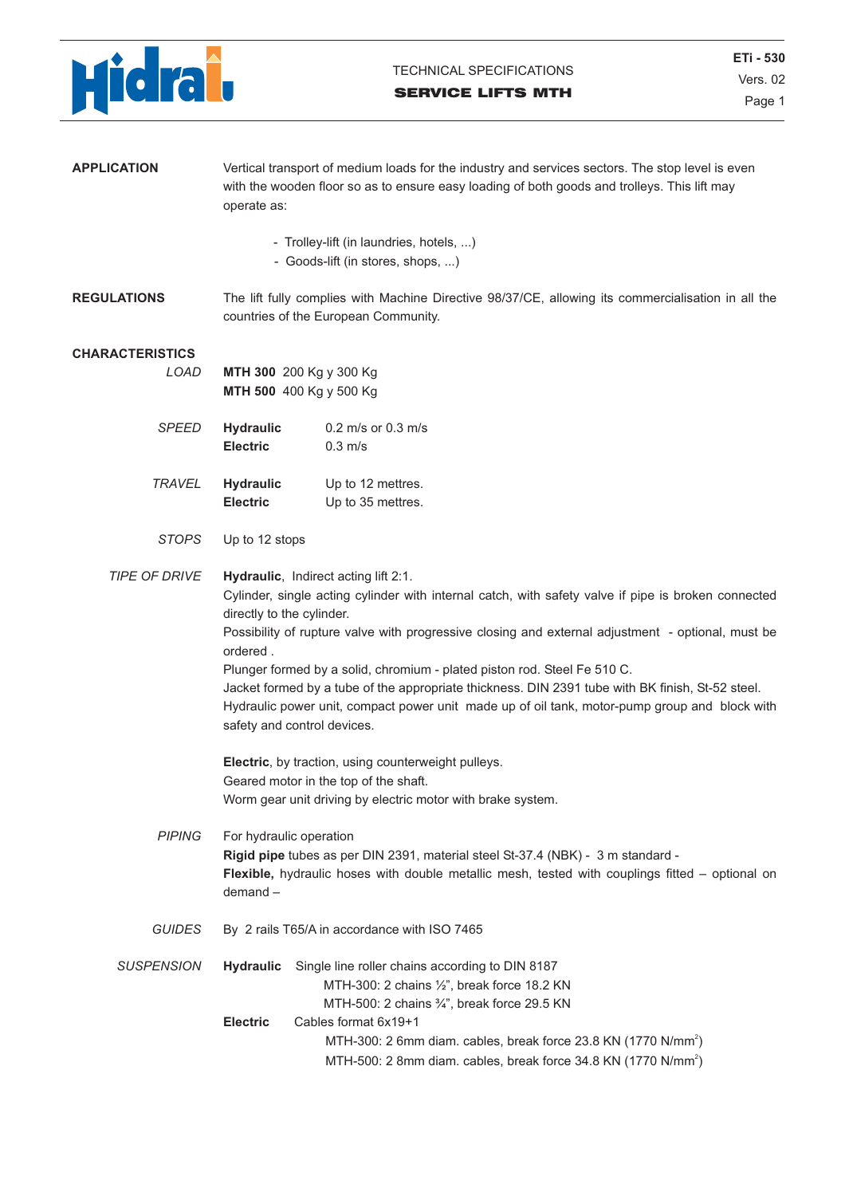# TECHNICAL SPECIFICATIONS

## SERVICE LIFTS MTH

**ETi - 530**
Vers. 02

**APPLICATION**

Vertical transport of medium loads for the industry and services sectors. The stop level is even with the wooden floor so as to ensure easy loading of both goods and trolleys. This lift may operate as:

- Trolley-lift (in laundries, hotels, ...)
- Goods-lift (in stores, shops, ...)

**REGULATIONS**

The lift fully complies with Machine Directive 98/37/CE, allowing its commercialisation in all the countries of the European Community.

**CHARACTERISTICS**

*LOAD*

**MTH 300** 200 Kg y 300 Kg
**MTH 500** 400 Kg y 500 Kg

*SPEED*

**Hydraulic** 0.2 m/s or 0.3 m/s
**Electric** 0.3 m/s

*TRAVEL*

**Hydraulic** Up to 12 mettres.
**Electric** Up to 35 mettres.

*STOPS*

Up to 12 stops

*TIPE OF DRIVE*

**Hydraulic**, Indirect acting lift 2:1.
Cylinder, single acting cylinder with internal catch, with safety valve if pipe is broken connected directly to the cylinder.
Possibility of rupture valve with progressive closing and external adjustment - optional, must be ordered .
Plunger formed by a solid, chromium - plated piston rod. Steel Fe 510 C.
Jacket formed by a tube of the appropriate thickness. DIN 2391 tube with BK finish, St-52 steel.
Hydraulic power unit, compact power unit made up of oil tank, motor-pump group and block with safety and control devices.

**Electric**, by traction, using counterweight pulleys.
Geared motor in the top of the shaft.
Worm gear unit driving by electric motor with brake system.

*PIPING*

For hydraulic operation
**Rigid pipe** tubes as per DIN 2391, material steel St-37.4 (NBK) - 3 m standard -
**Flexible,** hydraulic hoses with double metallic mesh, tested with couplings fitted – optional on demand –

*GUIDES*

By 2 rails T65/A in accordance with ISO 7465

*SUSPENSION*

**Hydraulic** Single line roller chains according to DIN 8187
MTH-300: 2 chains ½", break force 18.2 KN
MTH-500: 2 chains ¾", break force 29.5 KN

**Electric** Cables format 6x19+1
MTH-300: 2 6mm diam. cables, break force 23.8 KN (1770 N/mm$^2$)
MTH-500: 2 8mm diam. cables, break force 34.8 KN (1770 N/mm$^2$)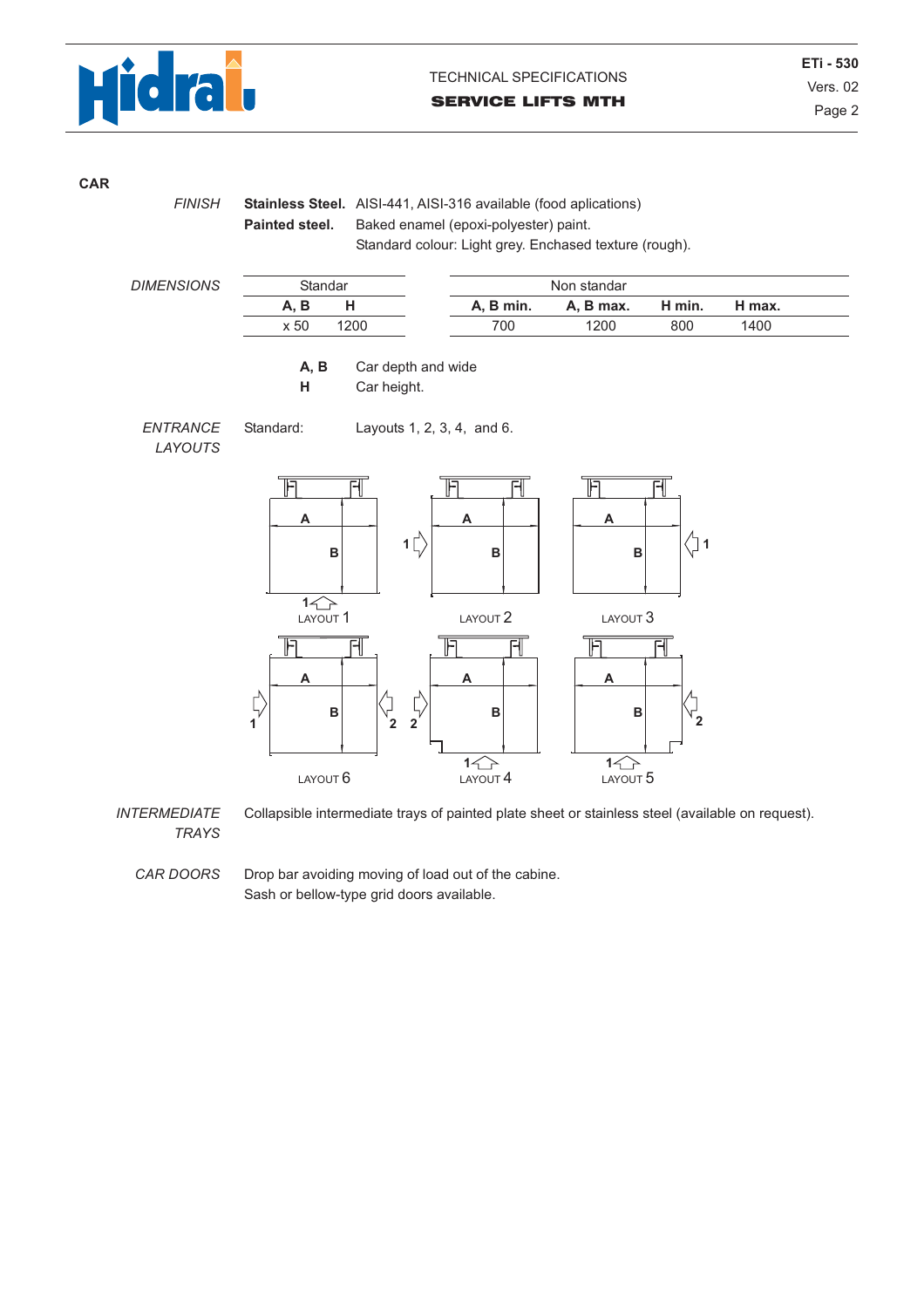## CAR

*FINISH*

**Stainless Steel.** AISI-441, AISI-316 available (food aplications)

**Painted steel.** Baked enamel (epoxi-polyester) paint.
Standard colour: Light grey. Enchased texture (rough).

*DIMENSIONS*

| Standar | | Non standar | | | |
|---|---|---|---|---|---|
| **A, B** | **H** | **A, B min.** | **A, B max.** | **H min.** | **H max.** |
| x 50 | 1200 | 700 | 1200 | 800 | 1400 |

**A, B** Car depth and wide
**H** Car height.

*ENTRANCE LAYOUTS*

Standard: Layouts 1, 2, 3, 4, and 6.

LAYOUT 1 LAYOUT 2 LAYOUT 3

LAYOUT 6 LAYOUT 4 LAYOUT 5

*INTERMEDIATE TRAYS*

Collapsible intermediate trays of painted plate sheet or stainless steel (available on request).

*CAR DOORS*

Drop bar avoiding moving of load out of the cabine.
Sash or bellow-type grid doors available.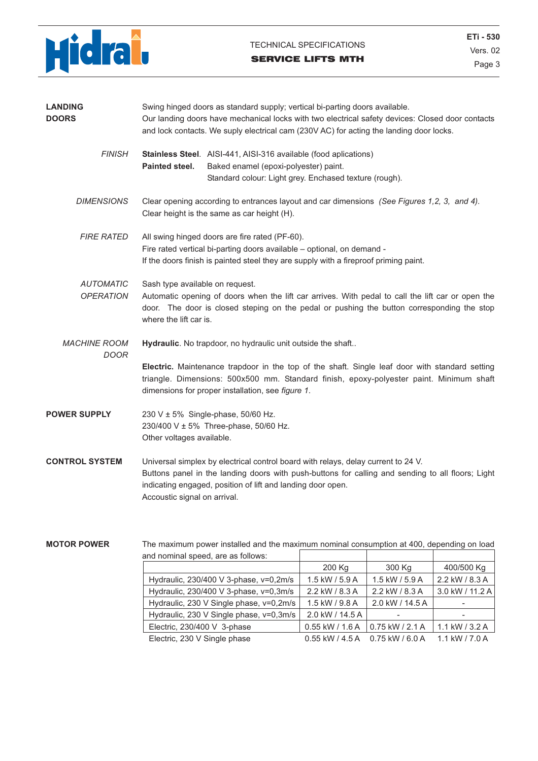**LANDING DOORS**

Swing hinged doors as standard supply; vertical bi-parting doors available.
Our landing doors have mechanical locks with two electrical safety devices: Closed door contacts and lock contacts. We suply electrical cam (230V AC) for acting the landing door locks.

*FINISH*

**Stainless Steel**. AISI-441, AISI-316 available (food aplications)
**Painted steel.** Baked enamel (epoxi-polyester) paint.
Standard colour: Light grey. Enchased texture (rough).

*DIMENSIONS*

Clear opening according to entrances layout and car dimensions *(See Figures 1,2, 3, and 4)*.
Clear height is the same as car height (H).

*FIRE RATED*

All swing hinged doors are fire rated (PF-60).
Fire rated vertical bi-parting doors available – optional, on demand -
If the doors finish is painted steel they are supply with a fireproof priming paint.

*AUTOMATIC OPERATION*

Sash type available on request.
Automatic opening of doors when the lift car arrives. With pedal to call the lift car or open the door. The door is closed steping on the pedal or pushing the button corresponding the stop where the lift car is.

*MACHINE ROOM DOOR*

**Hydraulic**. No trapdoor, no hydraulic unit outside the shaft..

**Electric.** Maintenance trapdoor in the top of the shaft. Single leaf door with standard setting triangle. Dimensions: 500x500 mm. Standard finish, epoxy-polyester paint. Minimum shaft dimensions for proper installation, see *figure 1*.

**POWER SUPPLY**

230 V ± 5% Single-phase, 50/60 Hz.
230/400 V ± 5% Three-phase, 50/60 Hz.
Other voltages available.

**CONTROL SYSTEM**

Universal simplex by electrical control board with relays, delay current to 24 V.
Buttons panel in the landing doors with push-buttons for calling and sending to all floors; Light indicating engaged, position of lift and landing door open.
Accoustic signal on arrival.

**MOTOR POWER**

The maximum power installed and the maximum nominal consumption at 400, depending on load and nominal speed, are as follows:

| | 200 Kg | 300 Kg | 400/500 Kg |
|---|---|---|---|
| Hydraulic, 230/400 V 3-phase, v=0,2m/s | 1.5 kW / 5.9 A | 1.5 kW / 5.9 A | 2.2 kW / 8.3 A |
| Hydraulic, 230/400 V 3-phase, v=0,3m/s | 2.2 kW / 8.3 A | 2.2 kW / 8.3 A | 3.0 kW / 11.2 A |
| Hydraulic, 230 V Single phase, v=0,2m/s | 1.5 kW / 9.8 A | 2.0 kW / 14.5 A | - |
| Hydraulic, 230 V Single phase, v=0,3m/s | 2.0 kW / 14.5 A | - | - |
| Electric, 230/400 V 3-phase | 0.55 kW / 1.6 A | 0.75 kW / 2.1 A | 1.1 kW / 3.2 A |
| Electric, 230 V Single phase | 0.55 kW / 4.5 A | 0.75 kW / 6.0 A | 1.1 kW / 7.0 A |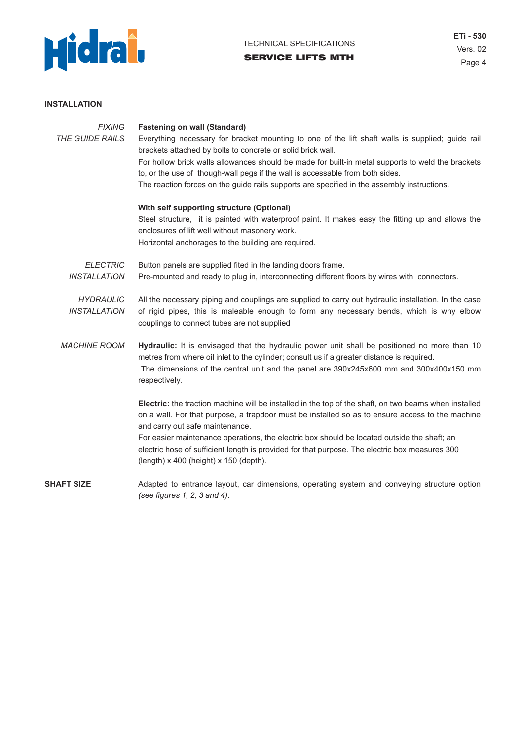## INSTALLATION

*FIXING THE GUIDE RAILS*

**Fastening on wall (Standard)**

Everything necessary for bracket mounting to one of the lift shaft walls is supplied; guide rail brackets attached by bolts to concrete or solid brick wall.

For hollow brick walls allowances should be made for built-in metal supports to weld the brackets to, or the use of though-wall pegs if the wall is accessable from both sides.

The reaction forces on the guide rails supports are specified in the assembly instructions.

**With self supporting structure (Optional)**

Steel structure, it is painted with waterproof paint. It makes easy the fitting up and allows the enclosures of lift well without masonery work.

Horizontal anchorages to the building are required.

*ELECTRIC INSTALLATION*

Button panels are supplied fited in the landing doors frame.

Pre-mounted and ready to plug in, interconnecting different floors by wires with connectors.

*HYDRAULIC INSTALLATION*

All the necessary piping and couplings are supplied to carry out hydraulic installation. In the case of rigid pipes, this is maleable enough to form any necessary bends, which is why elbow couplings to connect tubes are not supplied

*MACHINE ROOM*

**Hydraulic:** It is envisaged that the hydraulic power unit shall be positioned no more than 10 metres from where oil inlet to the cylinder; consult us if a greater distance is required.

The dimensions of the central unit and the panel are 390x245x600 mm and 300x400x150 mm respectively.

**Electric:** the traction machine will be installed in the top of the shaft, on two beams when installed on a wall. For that purpose, a trapdoor must be installed so as to ensure access to the machine and carry out safe maintenance.

For easier maintenance operations, the electric box should be located outside the shaft; an electric hose of sufficient length is provided for that purpose. The electric box measures 300 (length) x 400 (height) x 150 (depth).

**SHAFT SIZE**

Adapted to entrance layout, car dimensions, operating system and conveying structure option *(see figures 1, 2, 3 and 4).*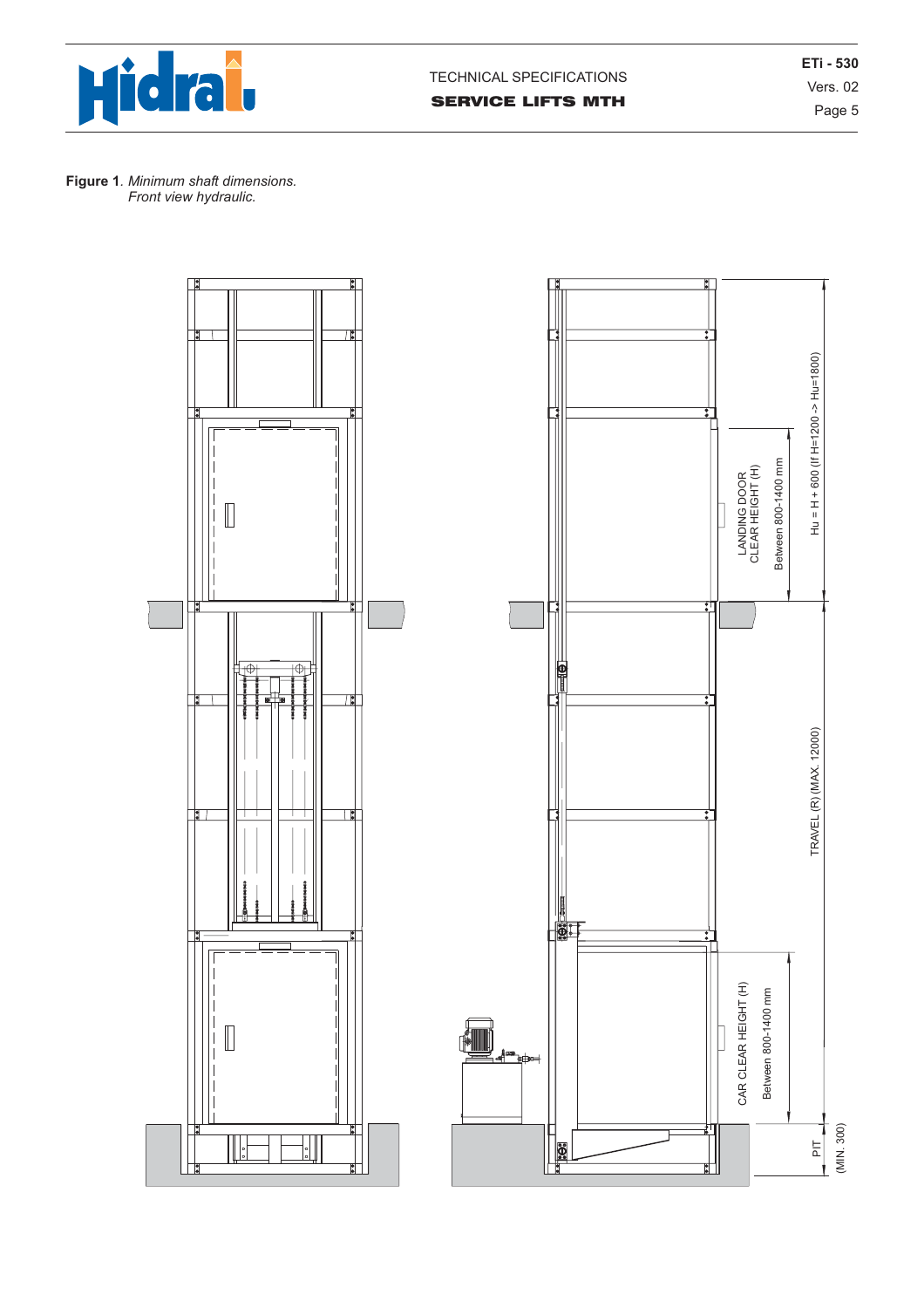**Figure 1**. *Minimum shaft dimensions.*
*Front view hydraulic.*

LANDING DOOR CLEAR HEIGHT (H)

Between 800-1400 mm

Hu = H + 600 (If H=1200 -> Hu=1800)

TRAVEL (R) (MAX. 12000)

CAR CLEAR HEIGHT (H)

Between 800-1400 mm

PIT (MIN. 300)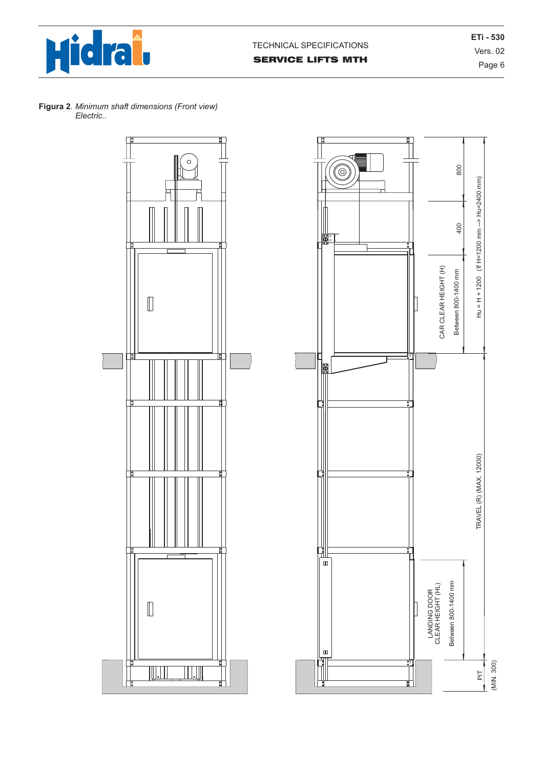**Figura 2**. *Minimum shaft dimensions (Front view) Electric..*

800

400

CAR CLEAR HEIGHT (H)

Between 800-1400 mm

Hu = H + 1200 (If H=1200 mm --> Hu=2400 mm)

TRAVEL (R) (MAX. 12000)

LANDING DOOR CLEAR HEIGHT (HL)

Between 800-1400 mm

PIT

(MIN. 300)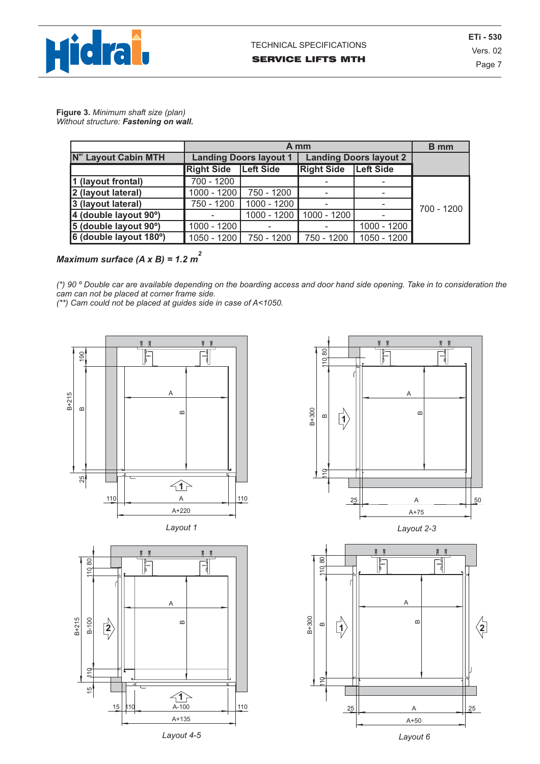**Figure 3.** *Minimum shaft size (plan)*
*Without structure:* ***Fastening on wall.***

| | A mm | | | | B mm |
|---|---|---|---|---|---|
| **N[er] Layout Cabin MTH** | **Landing Doors layout 1** | | **Landing Doors layout 2** | | |
| | **Right Side** | **Left Side** | **Right Side** | **Left Side** | |
| **1 (layout frontal)** | 700 - 1200 | | - | - | 700 - 1200 |
| **2 (layout lateral)** | 1000 - 1200 | 750 - 1200 | - | - | |
| **3 (layout lateral)** | 750 - 1200 | 1000 - 1200 | - | - | |
| **4 (double layout 90º)** | - | 1000 - 1200 | 1000 - 1200 | - | |
| **5 (double layout 90º)** | 1000 - 1200 | - | - | 1000 - 1200 | |
| **6 (double layout 180º)** | 1050 - 1200 | 750 - 1200 | 750 - 1200 | 1050 - 1200 | |

***Maximum surface (A x B) = 1.2 m²***

*(\*) 90 º Double car are available depending on the boarding access and door hand side opening. Take in to consideration the cam can not be placed at corner frame side.*
*(\*\*) Cam could not be placed at guides side in case of A<1050.*

*Layout 1*

*Layout 2-3*

*Layout 4-5*

*Layout 6*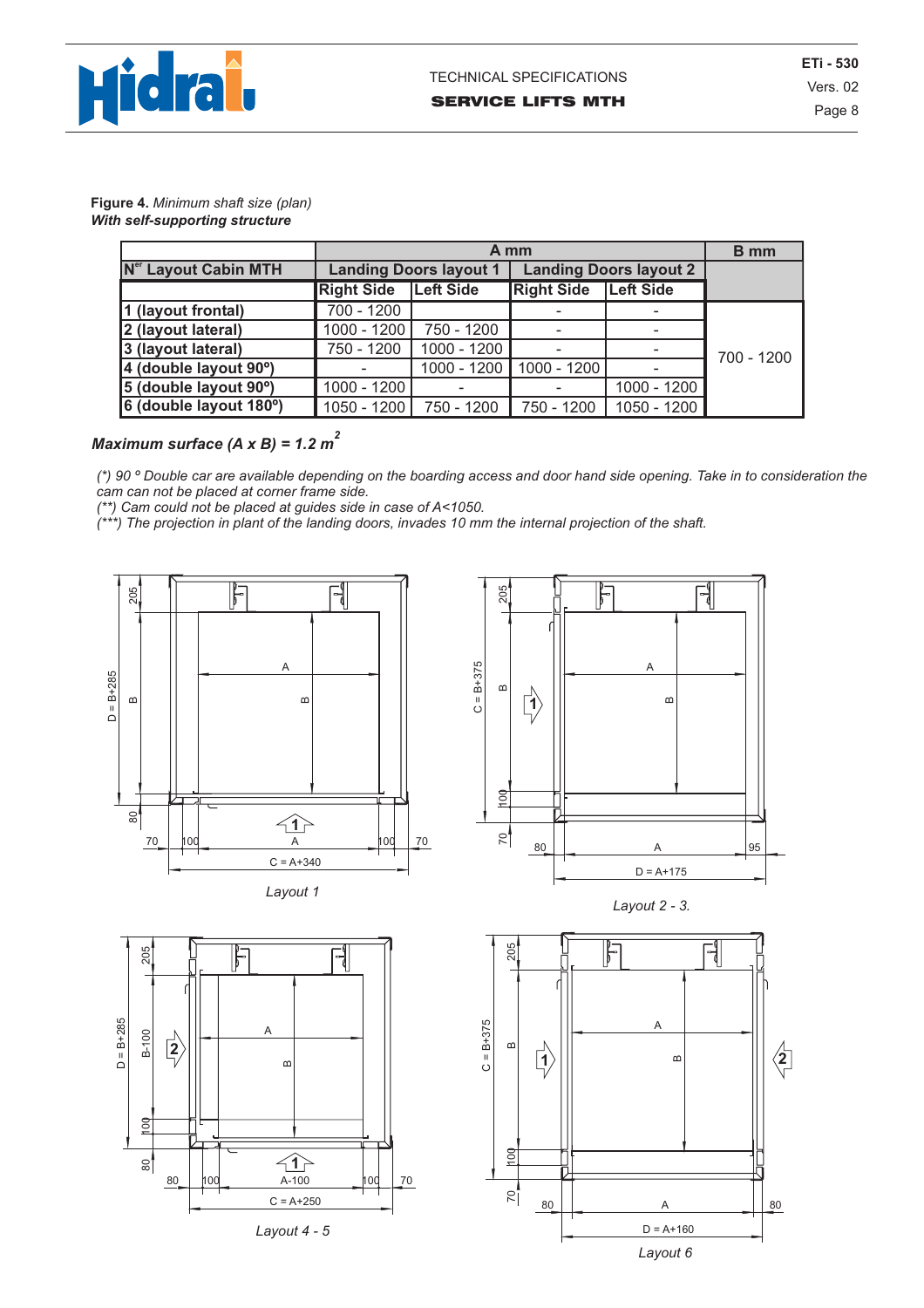**Figure 4.** *Minimum shaft size (plan)*
***With self-supporting structure***

| | A mm | | | | B mm |
|---|---|---|---|---|---|
| Ner Layout Cabin MTH | Landing Doors layout 1 | | Landing Doors layout 2 | | |
| | Right Side | Left Side | Right Side | Left Side | |
| 1 (layout frontal) | 700 - 1200 | | - | - | 700 - 1200 |
| 2 (layout lateral) | 1000 - 1200 | 750 - 1200 | - | - | |
| 3 (layout lateral) | 750 - 1200 | 1000 - 1200 | - | - | |
| 4 (double layout 90º) | - | 1000 - 1200 | 1000 - 1200 | - | |
| 5 (double layout 90º) | 1000 - 1200 | - | - | 1000 - 1200 | |
| 6 (double layout 180º) | 1050 - 1200 | 750 - 1200 | 750 - 1200 | 1050 - 1200 | |

***Maximum surface (A x B) = 1.2 m$^2$***

*(\*) 90 º Double car are available depending on the boarding access and door hand side opening. Take in to consideration the cam can not be placed at corner frame side.*
*(\*\*) Cam could not be placed at guides side in case of A<1050.*
*(\*\*\*) The projection in plant of the landing doors, invades 10 mm the internal projection of the shaft.*

*Layout 1*

*Layout 2 - 3.*

*Layout 4 - 5*

*Layout 6*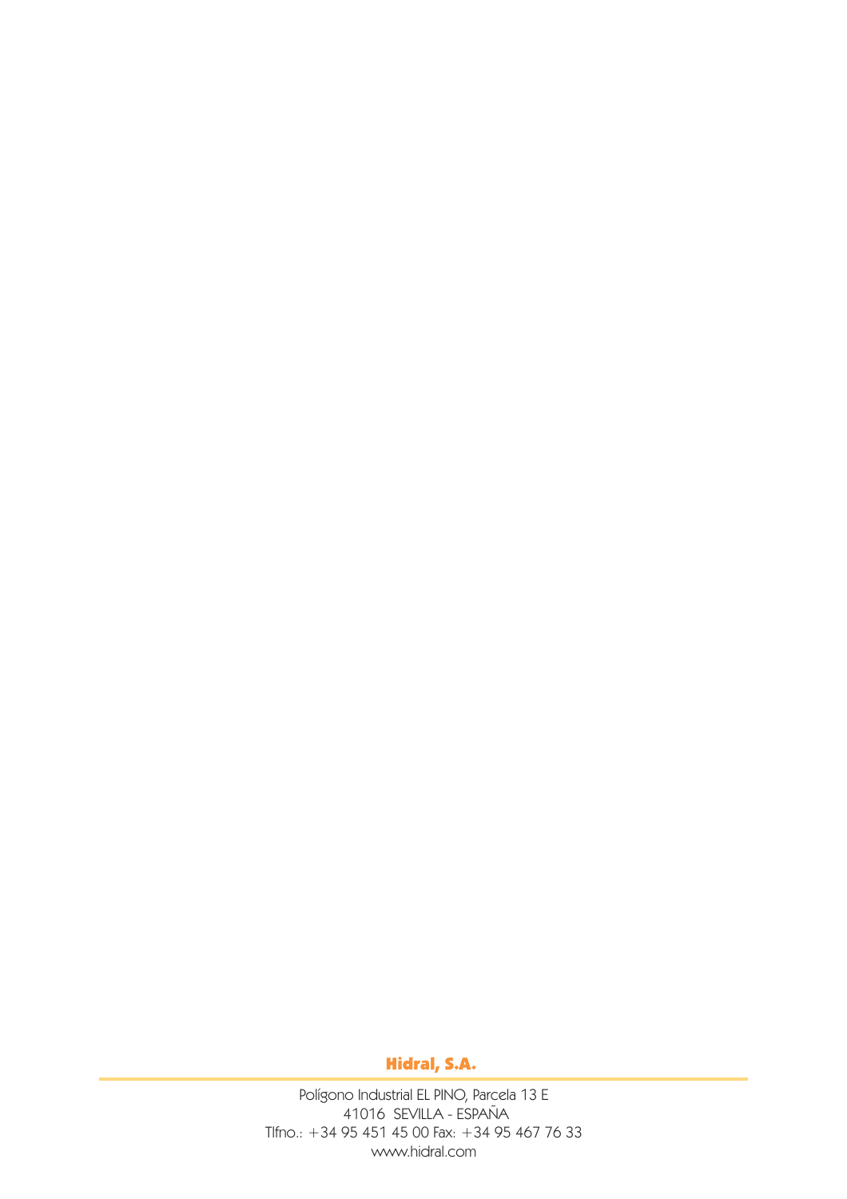**Hidral, S.A.**

Polígono Industrial EL PINO, Parcela 13 E
41016 SEVILLA - ESPAÑA
Tlfno.: +34 95 451 45 00 Fax: +34 95 467 76 33
www.hidral.com